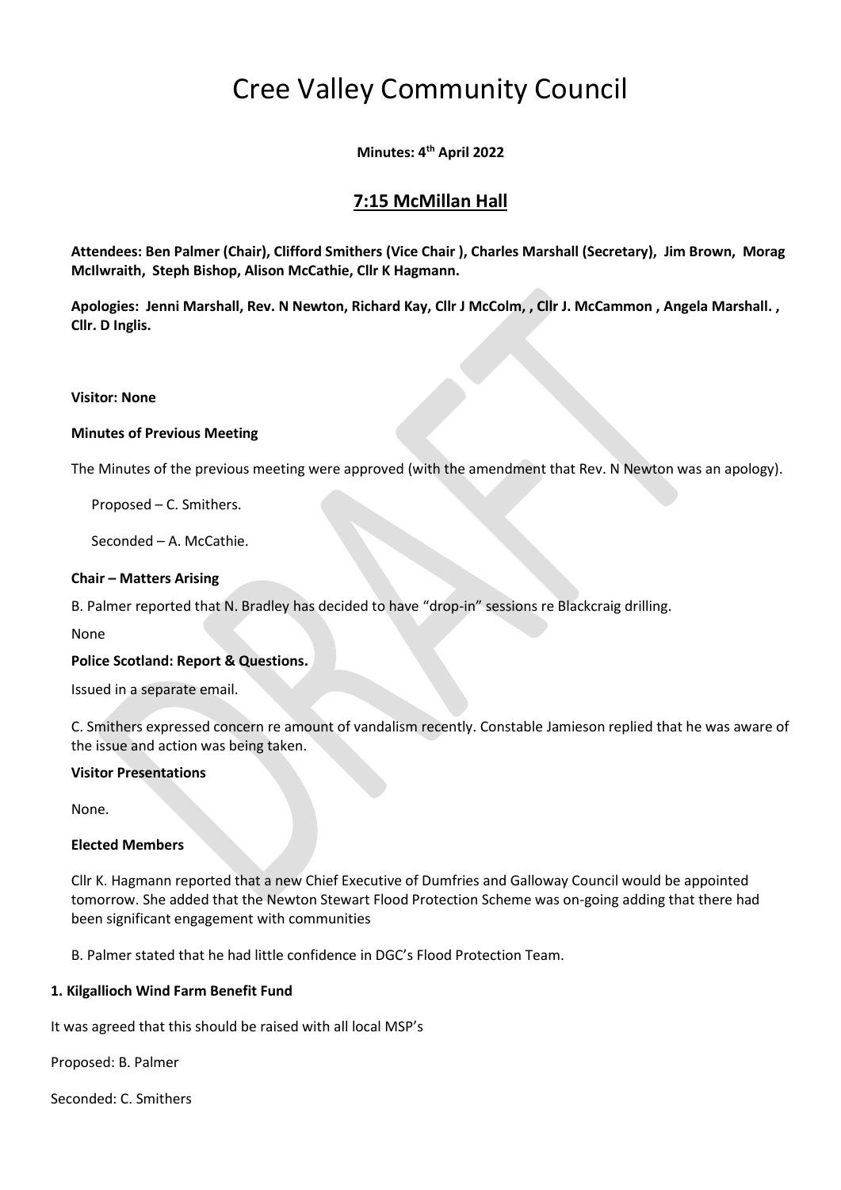# Cree Valley Community Council

**Minutes: 4th April 2022**

## 7:15 McMillan Hall

**Attendees: Ben Palmer (Chair), Clifford Smithers (Vice Chair ), Charles Marshall (Secretary), Jim Brown, Morag McIlwraith, Steph Bishop, Alison McCathie, Cllr K Hagmann.**

**Apologies: Jenni Marshall, Rev. N Newton, Richard Kay, Cllr J McColm, , Cllr J. McCammon , Angela Marshall. , Cllr. D Inglis.**

**Visitor: None**

**Minutes of Previous Meeting**

The Minutes of the previous meeting were approved (with the amendment that Rev. N Newton was an apology).

Proposed – C. Smithers.

Seconded – A. McCathie.

**Chair – Matters Arising**

B. Palmer reported that N. Bradley has decided to have "drop-in" sessions re Blackcraig drilling.

None

**Police Scotland: Report & Questions.**

Issued in a separate email.

C. Smithers expressed concern re amount of vandalism recently. Constable Jamieson replied that he was aware of the issue and action was being taken.

**Visitor Presentations**

None.

**Elected Members**

Cllr K. Hagmann reported that a new Chief Executive of Dumfries and Galloway Council would be appointed tomorrow. She added that the Newton Stewart Flood Protection Scheme was on-going adding that there had been significant engagement with communities

B. Palmer stated that he had little confidence in DGC's Flood Protection Team.

**1. Kilgallioch Wind Farm Benefit Fund**

It was agreed that this should be raised with all local MSP's

Proposed: B. Palmer

Seconded: C. Smithers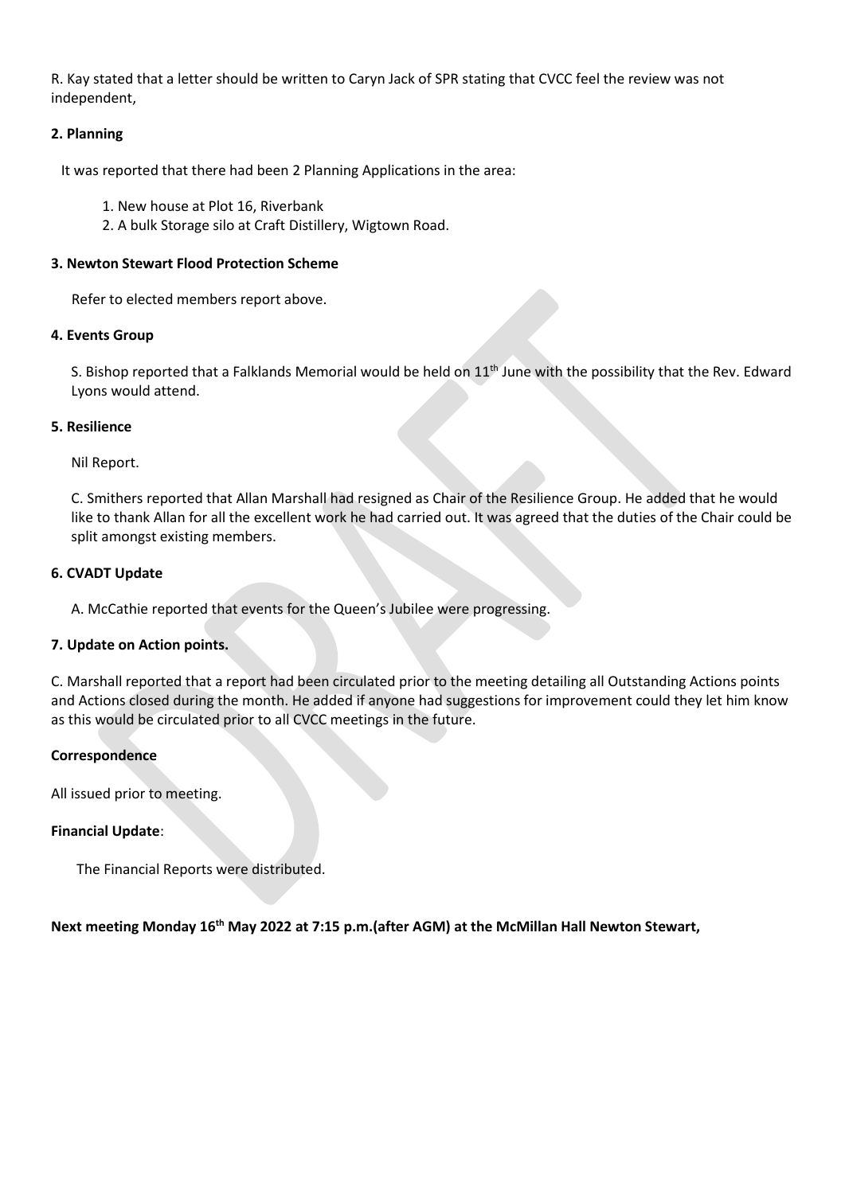R. Kay stated that a letter should be written to Caryn Jack of SPR stating that CVCC feel the review was not independent,

**2. Planning**

It was reported that there had been 2 Planning Applications in the area:

1. New house at Plot 16, Riverbank
2. A bulk Storage silo at Craft Distillery, Wigtown Road.

**3. Newton Stewart Flood Protection Scheme**

Refer to elected members report above.

**4. Events Group**

S. Bishop reported that a Falklands Memorial would be held on 11th June with the possibility that the Rev. Edward Lyons would attend.

**5. Resilience**

Nil Report.

C. Smithers reported that Allan Marshall had resigned as Chair of the Resilience Group. He added that he would like to thank Allan for all the excellent work he had carried out. It was agreed that the duties of the Chair could be split amongst existing members.

**6. CVADT Update**

A. McCathie reported that events for the Queen's Jubilee were progressing.

**7. Update on Action points.**

C. Marshall reported that a report had been circulated prior to the meeting detailing all Outstanding Actions points and Actions closed during the month. He added if anyone had suggestions for improvement could they let him know as this would be circulated prior to all CVCC meetings in the future.

**Correspondence**

All issued prior to meeting.

**Financial Update**:

The Financial Reports were distributed.

**Next meeting Monday 16th May 2022 at 7:15 p.m.(after AGM) at the McMillan Hall Newton Stewart,**